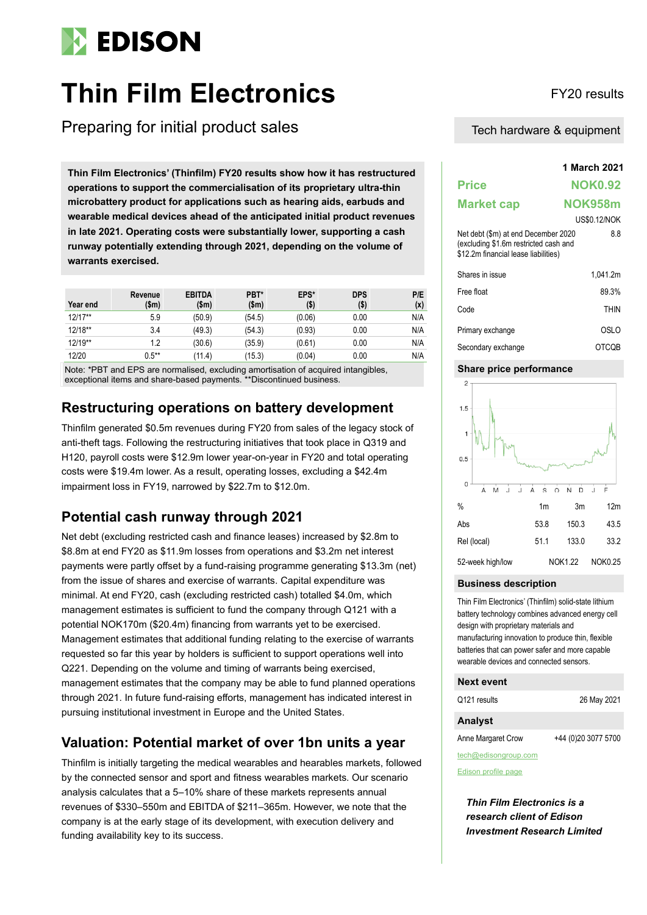# EDISON

# Thin Film Electronics

FY20 results

## Preparing for initial product sales

Tech hardware & equipment

**Thin Film Electronics' (Thinfilm) FY20 results show how it has restructured operations to support the commercialisation of its proprietary ultra-thin microbattery product for applications such as hearing aids, earbuds and wearable medical devices ahead of the anticipated initial product revenues in late 2021. Operating costs were substantially lower, supporting a cash runway potentially extending through 2021, depending on the volume of warrants exercised.**

| Year end | Revenue ($m) | EBITDA ($m) | PBT* ($m) | EPS* ($) | DPS ($) | P/E (x) |
|---|---|---|---|---|---|---|
| 12/17** | 5.9 | (50.9) | (54.5) | (0.06) | 0.00 | N/A |
| 12/18** | 3.4 | (49.3) | (54.3) | (0.93) | 0.00 | N/A |
| 12/19** | 1.2 | (30.6) | (35.9) | (0.61) | 0.00 | N/A |
| 12/20 | 0.5** | (11.4) | (15.3) | (0.04) | 0.00 | N/A |

Note: *PBT and EPS are normalised, excluding amortisation of acquired intangibles, exceptional items and share-based payments. **Discontinued business.

## Restructuring operations on battery development

Thinfilm generated $0.5m revenues during FY20 from sales of the legacy stock of anti-theft tags. Following the restructuring initiatives that took place in Q319 and H120, payroll costs were $12.9m lower year-on-year in FY20 and total operating costs were $19.4m lower. As a result, operating losses, excluding a $42.4m impairment loss in FY19, narrowed by $22.7m to $12.0m.

## Potential cash runway through 2021

Net debt (excluding restricted cash and finance leases) increased by $2.8m to $8.8m at end FY20 as $11.9m losses from operations and $3.2m net interest payments were partly offset by a fund-raising programme generating $13.3m (net) from the issue of shares and exercise of warrants. Capital expenditure was minimal. At end FY20, cash (excluding restricted cash) totalled $4.0m, which management estimates is sufficient to fund the company through Q121 with a potential NOK170m ($20.4m) financing from warrants yet to be exercised. Management estimates that additional funding relating to the exercise of warrants requested so far this year by holders is sufficient to support operations well into Q221. Depending on the volume and timing of warrants being exercised, management estimates that the company may be able to fund planned operations through 2021. In future fund-raising efforts, management has indicated interest in pursuing institutional investment in Europe and the United States.

## Valuation: Potential market of over 1bn units a year

Thinfilm is initially targeting the medical wearables and hearables markets, followed by the connected sensor and sport and fitness wearables markets. Our scenario analysis calculates that a 5–10% share of these markets represents annual revenues of $330–550m and EBITDA of $211–365m. However, we note that the company is at the early stage of its development, with execution delivery and funding availability key to its success.

**1 March 2021**

| | |
|---|---|
| **Price** | **NOK0.92** |
| **Market cap** | **NOK958m** |
| | US$0.12/NOK |
| Net debt ($m) at end December 2020 (excluding $1.6m restricted cash and $12.2m financial lease liabilities) | 8.8 |
| Shares in issue | 1,041.2m |
| Free float | 89.3% |
| Code | THIN |
| Primary exchange | OSLO |
| Secondary exchange | OTCQB |

### Share price performance

| % | 1m | 3m | 12m |
|---|---|---|---|
| Abs | 53.8 | 150.3 | 43.5 |
| Rel (local) | 51.1 | 133.0 | 33.2 |
| 52-week high/low | | NOK1.22 | NOK0.25 |

### Business description

Thin Film Electronics' (Thinfilm) solid-state lithium battery technology combines advanced energy cell design with proprietary materials and manufacturing innovation to produce thin, flexible batteries that can power safer and more capable wearable devices and connected sensors.

### Next event

| | |
|---|---|
| Q121 results | 26 May 2021 |

### Analyst

| | |
|---|---|
| Anne Margaret Crow | +44 (0)20 3077 5700 |

tech@edisongroup.com

Edison profile page

***Thin Film Electronics is a research client of Edison Investment Research Limited***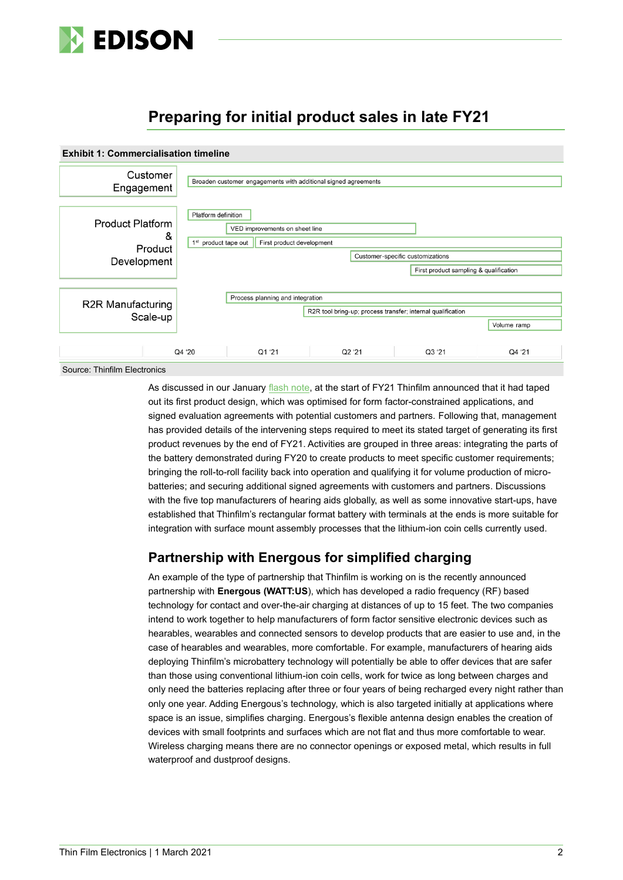## Preparing for initial product sales in late FY21

**Exhibit 1: Commercialisation timeline**

| | Q4 '20 | Q1 '21 | Q2 '21 | Q3 '21 | Q4 '21 |
|---|---|---|---|---|---|
| Customer Engagement | Broaden customer engagements with additional signed agreements | | | | |
| Product Platform & Product Development | Platform definition | | | | |
| | | VED improvements on sheet line | | | |
| | 1st product tape out | First product development | | | |
| | | | Customer-specific customizations | | |
| | | | | First product sampling & qualification | |
| R2R Manufacturing Scale-up | | Process planning and integration | | | |
| | | | R2R tool bring-up; process transfer; internal qualification | | |
| | | | | | Volume ramp |

Source: Thinfilm Electronics

As discussed in our January flash note, at the start of FY21 Thinfilm announced that it had taped out its first product design, which was optimised for form factor-constrained applications, and signed evaluation agreements with potential customers and partners. Following that, management has provided details of the intervening steps required to meet its stated target of generating its first product revenues by the end of FY21. Activities are grouped in three areas: integrating the parts of the battery demonstrated during FY20 to create products to meet specific customer requirements; bringing the roll-to-roll facility back into operation and qualifying it for volume production of micro-batteries; and securing additional signed agreements with customers and partners. Discussions with the five top manufacturers of hearing aids globally, as well as some innovative start-ups, have established that Thinfilm's rectangular format battery with terminals at the ends is more suitable for integration with surface mount assembly processes that the lithium-ion coin cells currently used.

## Partnership with Energous for simplified charging

An example of the type of partnership that Thinfilm is working on is the recently announced partnership with **Energous (WATT:US)**, which has developed a radio frequency (RF) based technology for contact and over-the-air charging at distances of up to 15 feet. The two companies intend to work together to help manufacturers of form factor sensitive electronic devices such as hearables, wearables and connected sensors to develop products that are easier to use and, in the case of hearables and wearables, more comfortable. For example, manufacturers of hearing aids deploying Thinfilm's microbattery technology will potentially be able to offer devices that are safer than those using conventional lithium-ion coin cells, work for twice as long between charges and only need the batteries replacing after three or four years of being recharged every night rather than only one year. Adding Energous's technology, which is also targeted initially at applications where space is an issue, simplifies charging. Energous's flexible antenna design enables the creation of devices with small footprints and surfaces which are not flat and thus more comfortable to wear. Wireless charging means there are no connector openings or exposed metal, which results in full waterproof and dustproof designs.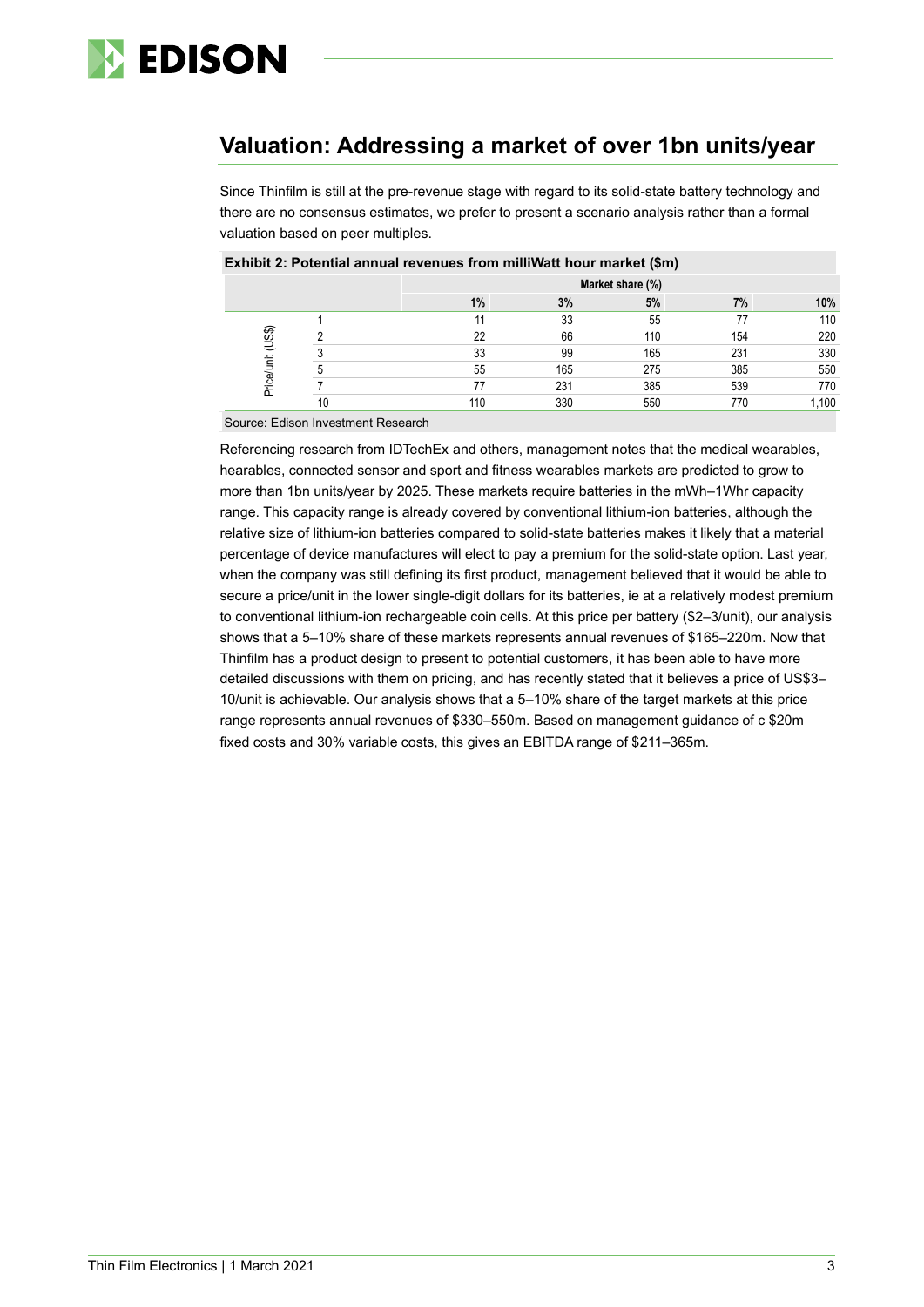## Valuation: Addressing a market of over 1bn units/year

Since Thinfilm is still at the pre-revenue stage with regard to its solid-state battery technology and there are no consensus estimates, we prefer to present a scenario analysis rather than a formal valuation based on peer multiples.

**Exhibit 2: Potential annual revenues from milliWatt hour market ($m)**

| | | Market share (%) | | | | |
|---|---|---|---|---|---|---|
| | | **1%** | **3%** | **5%** | **7%** | **10%** |
| Price/unit (US$) | 1 | 11 | 33 | 55 | 77 | 110 |
| | 2 | 22 | 66 | 110 | 154 | 220 |
| | 3 | 33 | 99 | 165 | 231 | 330 |
| | 5 | 55 | 165 | 275 | 385 | 550 |
| | 7 | 77 | 231 | 385 | 539 | 770 |
| | 10 | 110 | 330 | 550 | 770 | 1,100 |

Source: Edison Investment Research

Referencing research from IDTechEx and others, management notes that the medical wearables, hearables, connected sensor and sport and fitness wearables markets are predicted to grow to more than 1bn units/year by 2025. These markets require batteries in the mWh–1Whr capacity range. This capacity range is already covered by conventional lithium-ion batteries, although the relative size of lithium-ion batteries compared to solid-state batteries makes it likely that a material percentage of device manufactures will elect to pay a premium for the solid-state option. Last year, when the company was still defining its first product, management believed that it would be able to secure a price/unit in the lower single-digit dollars for its batteries, ie at a relatively modest premium to conventional lithium-ion rechargeable coin cells. At this price per battery ($2–3/unit), our analysis shows that a 5–10% share of these markets represents annual revenues of $165–220m. Now that Thinfilm has a product design to present to potential customers, it has been able to have more detailed discussions with them on pricing, and has recently stated that it believes a price of US$3–10/unit is achievable. Our analysis shows that a 5–10% share of the target markets at this price range represents annual revenues of $330–550m. Based on management guidance of c $20m fixed costs and 30% variable costs, this gives an EBITDA range of $211–365m.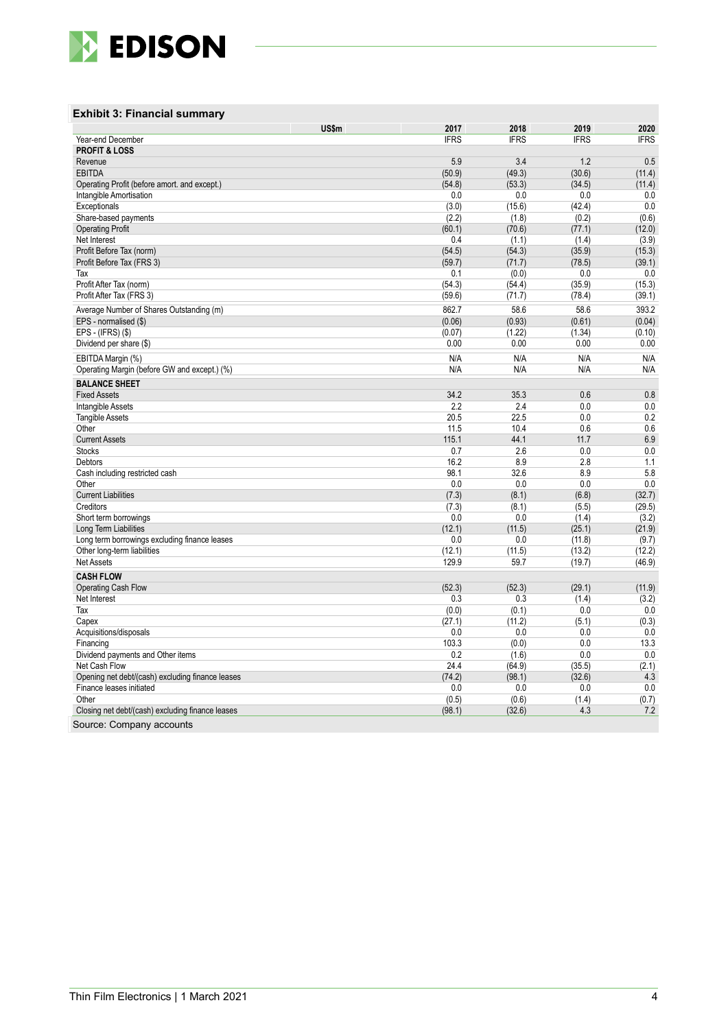### Exhibit 3: Financial summary

| US$m | 2017 | 2018 | 2019 | 2020 |
|---|---|---|---|---|
| Year-end December | IFRS | IFRS | IFRS | IFRS |
| **PROFIT & LOSS** | | | | |
| Revenue | 5.9 | 3.4 | 1.2 | 0.5 |
| EBITDA | (50.9) | (49.3) | (30.6) | (11.4) |
| Operating Profit (before amort. and except.) | (54.8) | (53.3) | (34.5) | (11.4) |
| Intangible Amortisation | 0.0 | 0.0 | 0.0 | 0.0 |
| Exceptionals | (3.0) | (15.6) | (42.4) | 0.0 |
| Share-based payments | (2.2) | (1.8) | (0.2) | (0.6) |
| Operating Profit | (60.1) | (70.6) | (77.1) | (12.0) |
| Net Interest | 0.4 | (1.1) | (1.4) | (3.9) |
| Profit Before Tax (norm) | (54.5) | (54.3) | (35.9) | (15.3) |
| Profit Before Tax (FRS 3) | (59.7) | (71.7) | (78.5) | (39.1) |
| Tax | 0.1 | (0.0) | 0.0 | 0.0 |
| Profit After Tax (norm) | (54.3) | (54.4) | (35.9) | (15.3) |
| Profit After Tax (FRS 3) | (59.6) | (71.7) | (78.4) | (39.1) |
| Average Number of Shares Outstanding (m) | 862.7 | 58.6 | 58.6 | 393.2 |
| EPS - normalised ($) | (0.06) | (0.93) | (0.61) | (0.04) |
| EPS - (IFRS) ($) | (0.07) | (1.22) | (1.34) | (0.10) |
| Dividend per share ($) | 0.00 | 0.00 | 0.00 | 0.00 |
| EBITDA Margin (%) | N/A | N/A | N/A | N/A |
| Operating Margin (before GW and except.) (%) | N/A | N/A | N/A | N/A |
| **BALANCE SHEET** | | | | |
| Fixed Assets | 34.2 | 35.3 | 0.6 | 0.8 |
| Intangible Assets | 2.2 | 2.4 | 0.0 | 0.0 |
| Tangible Assets | 20.5 | 22.5 | 0.0 | 0.2 |
| Other | 11.5 | 10.4 | 0.6 | 0.6 |
| Current Assets | 115.1 | 44.1 | 11.7 | 6.9 |
| Stocks | 0.7 | 2.6 | 0.0 | 0.0 |
| Debtors | 16.2 | 8.9 | 2.8 | 1.1 |
| Cash including restricted cash | 98.1 | 32.6 | 8.9 | 5.8 |
| Other | 0.0 | 0.0 | 0.0 | 0.0 |
| Current Liabilities | (7.3) | (8.1) | (6.8) | (32.7) |
| Creditors | (7.3) | (8.1) | (5.5) | (29.5) |
| Short term borrowings | 0.0 | 0.0 | (1.4) | (3.2) |
| Long Term Liabilities | (12.1) | (11.5) | (25.1) | (21.9) |
| Long term borrowings excluding finance leases | 0.0 | 0.0 | (11.8) | (9.7) |
| Other long-term liabilities | (12.1) | (11.5) | (13.2) | (12.2) |
| Net Assets | 129.9 | 59.7 | (19.7) | (46.9) |
| **CASH FLOW** | | | | |
| Operating Cash Flow | (52.3) | (52.3) | (29.1) | (11.9) |
| Net Interest | 0.3 | 0.3 | (1.4) | (3.2) |
| Tax | (0.0) | (0.1) | 0.0 | 0.0 |
| Capex | (27.1) | (11.2) | (5.1) | (0.3) |
| Acquisitions/disposals | 0.0 | 0.0 | 0.0 | 0.0 |
| Financing | 103.3 | (0.0) | 0.0 | 13.3 |
| Dividend payments and Other items | 0.2 | (1.6) | 0.0 | 0.0 |
| Net Cash Flow | 24.4 | (64.9) | (35.5) | (2.1) |
| Opening net debt/(cash) excluding finance leases | (74.2) | (98.1) | (32.6) | 4.3 |
| Finance leases initiated | 0.0 | 0.0 | 0.0 | 0.0 |
| Other | (0.5) | (0.6) | (1.4) | (0.7) |
| Closing net debt/(cash) excluding finance leases | (98.1) | (32.6) | 4.3 | 7.2 |

Source: Company accounts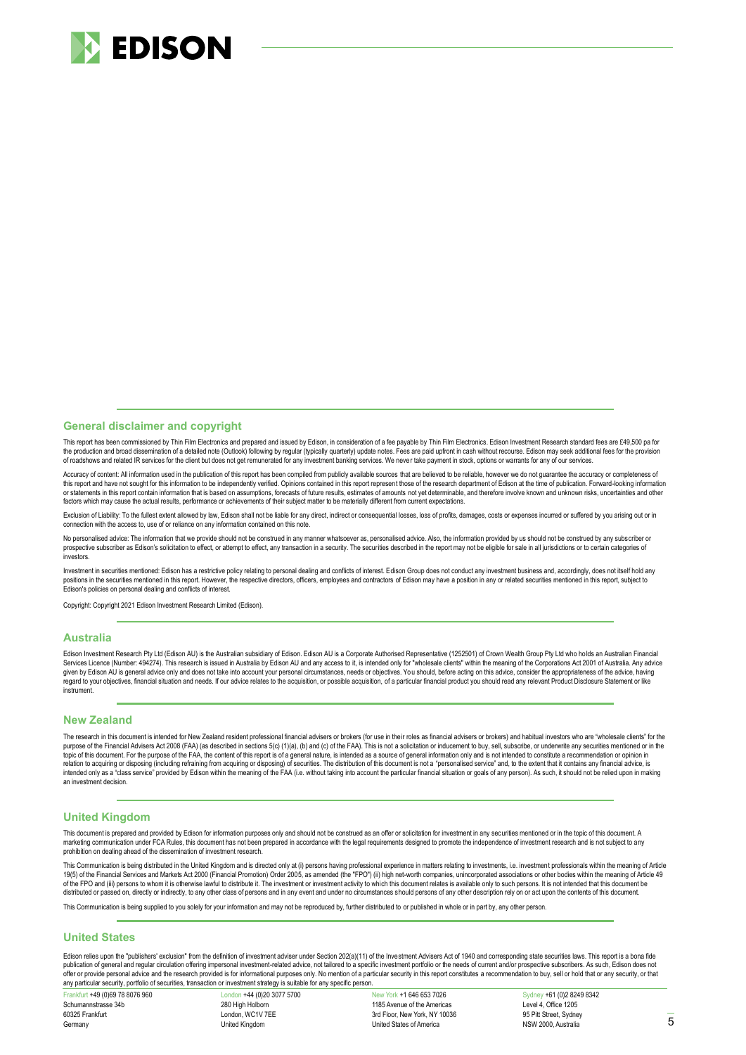## General disclaimer and copyright

This report has been commissioned by Thin Film Electronics and prepared and issued by Edison, in consideration of a fee payable by Thin Film Electronics. Edison Investment Research standard fees are £49,500 pa for the production and broad dissemination of a detailed note (Outlook) following by regular (typically quarterly) update notes. Fees are paid upfront in cash without recourse. Edison may seek additional fees for the provision of roadshows and related IR services for the client but does not get remunerated for any investment banking services. We never take payment in stock, options or warrants for any of our services.

Accuracy of content: All information used in the publication of this report has been compiled from publicly available sources that are believed to be reliable, however we do not guarantee the accuracy or completeness of this report and have not sought for this information to be independently verified. Opinions contained in this report represent those of the research department of Edison at the time of publication. Forward-looking information or statements in this report contain information that is based on assumptions, forecasts of future results, estimates of amounts not yet determinable, and therefore involve known and unknown risks, uncertainties and other factors which may cause the actual results, performance or achievements of their subject matter to be materially different from current expectations.

Exclusion of Liability: To the fullest extent allowed by law, Edison shall not be liable for any direct, indirect or consequential losses, loss of profits, damages, costs or expenses incurred or suffered by you arising out or in connection with the access to, use of or reliance on any information contained on this note.

No personalised advice: The information that we provide should not be construed in any manner whatsoever as, personalised advice. Also, the information provided by us should not be construed by any subscriber or prospective subscriber as Edison's solicitation to effect, or attempt to effect, any transaction in a security. The securities described in the report may not be eligible for sale in all jurisdictions or to certain categories of investors.

Investment in securities mentioned: Edison has a restrictive policy relating to personal dealing and conflicts of interest. Edison Group does not conduct any investment business and, accordingly, does not itself hold any positions in the securities mentioned in this report. However, the respective directors, officers, employees and contractors of Edison may have a position in any or related securities mentioned in this report, subject to Edison's policies on personal dealing and conflicts of interest.

Copyright: Copyright 2021 Edison Investment Research Limited (Edison).

## Australia

Edison Investment Research Pty Ltd (Edison AU) is the Australian subsidiary of Edison. Edison AU is a Corporate Authorised Representative (1252501) of Crown Wealth Group Pty Ltd who holds an Australian Financial Services Licence (Number: 494274). This research is issued in Australia by Edison AU and any access to it, is intended only for "wholesale clients" within the meaning of the Corporations Act 2001 of Australia. Any advice given by Edison AU is general advice only and does not take into account your personal circumstances, needs or objectives. You should, before acting on this advice, consider the appropriateness of the advice, having regard to your objectives, financial situation and needs. If our advice relates to the acquisition, or possible acquisition, of a particular financial product you should read any relevant Product Disclosure Statement or like instrument.

## New Zealand

The research in this document is intended for New Zealand resident professional financial advisers or brokers (for use in their roles as financial advisers or brokers) and habitual investors who are "wholesale clients" for the purpose of the Financial Advisers Act 2008 (FAA) (as described in sections 5(c) (1)(a), (b) and (c) of the FAA). This is not a solicitation or inducement to buy, sell, subscribe, or underwrite any securities mentioned or in the topic of this document. For the purpose of the FAA, the content of this report is of a general nature, is intended as a source of general information only and is not intended to constitute a recommendation or opinion in relation to acquiring or disposing (including refraining from acquiring or disposing) of securities. The distribution of this document is not a "personalised service" and, to the extent that it contains any financial advice, is intended only as a "class service" provided by Edison within the meaning of the FAA (i.e. without taking into account the particular financial situation or goals of any person). As such, it should not be relied upon in making an investment decision.

## United Kingdom

This document is prepared and provided by Edison for information purposes only and should not be construed as an offer or solicitation for investment in any securities mentioned or in the topic of this document. A marketing communication under FCA Rules, this document has not been prepared in accordance with the legal requirements designed to promote the independence of investment research and is not subject to any prohibition on dealing ahead of the dissemination of investment research.

This Communication is being distributed in the United Kingdom and is directed only at (i) persons having professional experience in matters relating to investments, i.e. investment professionals within the meaning of Article 19(5) of the Financial Services and Markets Act 2000 (Financial Promotion) Order 2005, as amended (the "FPO") (ii) high net-worth companies, unincorporated associations or other bodies within the meaning of Article 49 of the FPO and (iii) persons to whom it is otherwise lawful to distribute it. The investment or investment activity to which this document relates is available only to such persons. It is not intended that this document be distributed or passed on, directly or indirectly, to any other class of persons and in any event and under no circumstances should persons of any other description rely on or act upon the contents of this document.

This Communication is being supplied to you solely for your information and may not be reproduced by, further distributed to or published in whole or in part by, any other person.

## United States

Edison relies upon the "publishers' exclusion" from the definition of investment adviser under Section 202(a)(11) of the Investment Advisers Act of 1940 and corresponding state securities laws. This report is a bona fide publication of general and regular circulation offering impersonal investment-related advice, not tailored to a specific investment portfolio or the needs of current and/or prospective subscribers. As such, Edison does not offer or provide personal advice and the research provided is for informational purposes only. No mention of a particular security in this report constitutes a recommendation to buy, sell or hold that or any security, or that any particular security, portfolio of securities, transaction or investment strategy is suitable for any specific person.

Frankfurt +49 (0)69 78 8076 960
Schumannstrasse 34b
60325 Frankfurt
Germany

London +44 (0)20 3077 5700
280 High Holborn
London, WC1V 7EE
United Kingdom

New York +1 646 653 7026
1185 Avenue of the Americas
3rd Floor, New York, NY 10036
United States of America

Sydney +61 (0)2 8249 8342
Level 4, Office 1205
95 Pitt Street, Sydney
NSW 2000, Australia